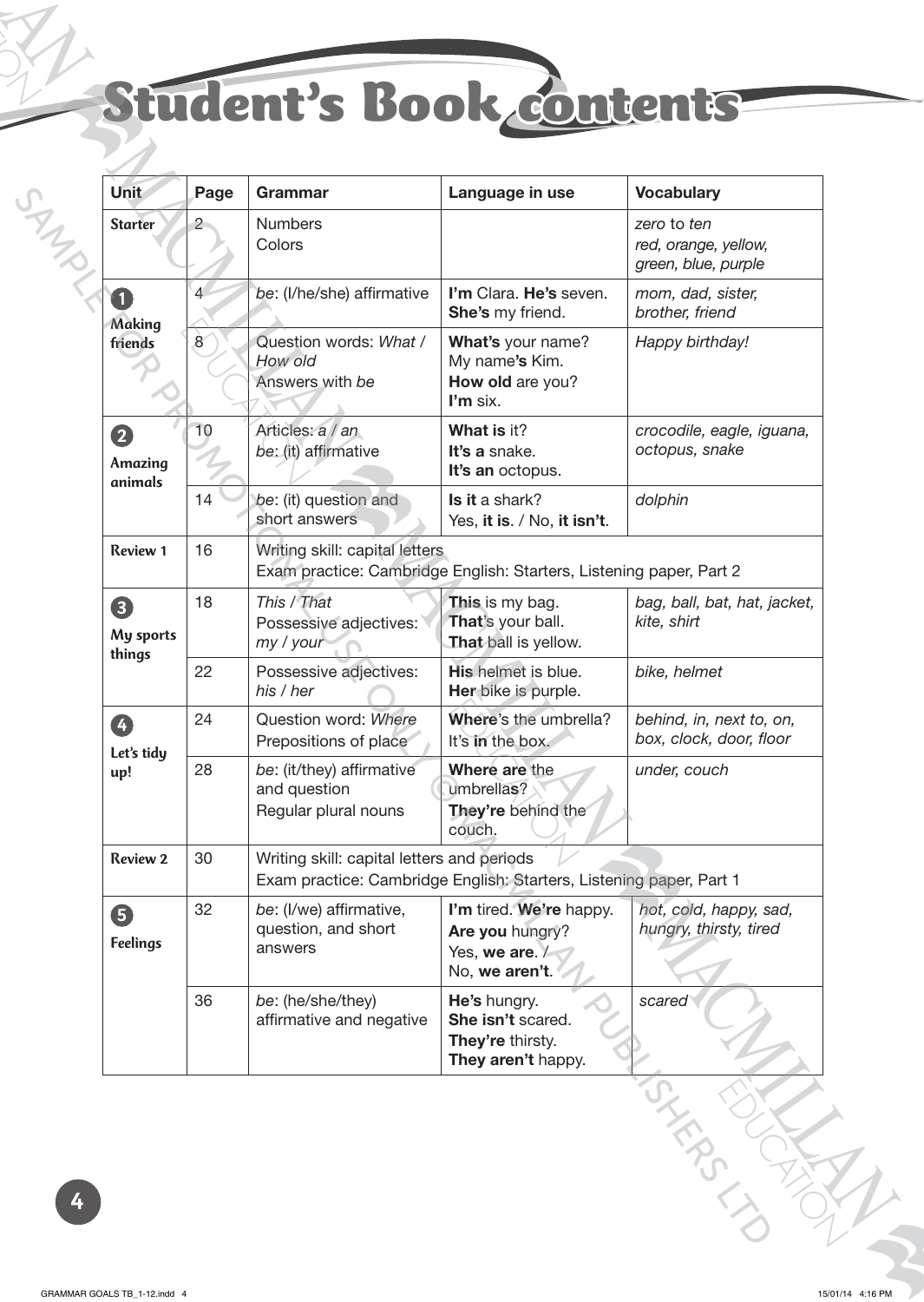# Student's Book contents

| Unit | Page | Grammar | Language in use | Vocabulary |
|---|---|---|---|---|
| **Starter** | 2 | Numbers<br>Colors | | *zero* to *ten*<br>*red, orange, yellow, green, blue, purple* |
| **1 Making friends** | 4 | *be*: (I/he/she) affirmative | **I'm** Clara. **He's** seven.<br>**She's** my friend. | *mom, dad, sister, brother, friend* |
| | 8 | Question words: *What* / *How old*<br>Answers with *be* | **What's** your name?<br>My name**'s** Kim.<br>**How old** are you?<br>**I'm** six. | *Happy birthday!* |
| **2 Amazing animals** | 10 | Articles: *a* / *an*<br>*be*: (it) affirmative | **What is** it?<br>**It's a** snake.<br>**It's an** octopus. | *crocodile, eagle, iguana, octopus, snake* |
| | 14 | *be*: (it) question and short answers | **Is it** a shark?<br>Yes, **it is**. / No, **it isn't**. | *dolphin* |
| **Review 1** | 16 | Writing skill: capital letters<br>Exam practice: Cambridge English: Starters, Listening paper, Part 2 | | |
| **3 My sports things** | 18 | *This* / *That*<br>Possessive adjectives: *my* / *your* | **This** is my bag.<br>**That**'s your ball.<br>**That** ball is yellow. | *bag, ball, bat, hat, jacket, kite, shirt* |
| | 22 | Possessive adjectives: *his* / *her* | **His** helmet is blue.<br>**Her** bike is purple. | *bike, helmet* |
| **4 Let's tidy up!** | 24 | Question word: *Where*<br>Prepositions of place | **Where**'s the umbrella?<br>It's **in** the box. | *behind, in, next to, on, box, clock, door, floor* |
| | 28 | *be*: (it/they) affirmative and question<br>Regular plural nouns | **Where are** the umbrella**s**?<br>**They're** behind the couch. | *under, couch* |
| **Review 2** | 30 | Writing skill: capital letters and periods<br>Exam practice: Cambridge English: Starters, Listening paper, Part 1 | | |
| **5 Feelings** | 32 | *be*: (I/we) affirmative, question, and short answers | **I'm** tired. **We're** happy.<br>**Are you** hungry?<br>Yes, **we are**. /<br>No, **we aren't**. | *hot, cold, happy, sad, hungry, thirsty, tired* |
| | 36 | *be*: (he/she/they) affirmative and negative | **He's** hungry.<br>**She isn't** scared.<br>**They're** thirsty.<br>**They aren't** happy. | *scared* |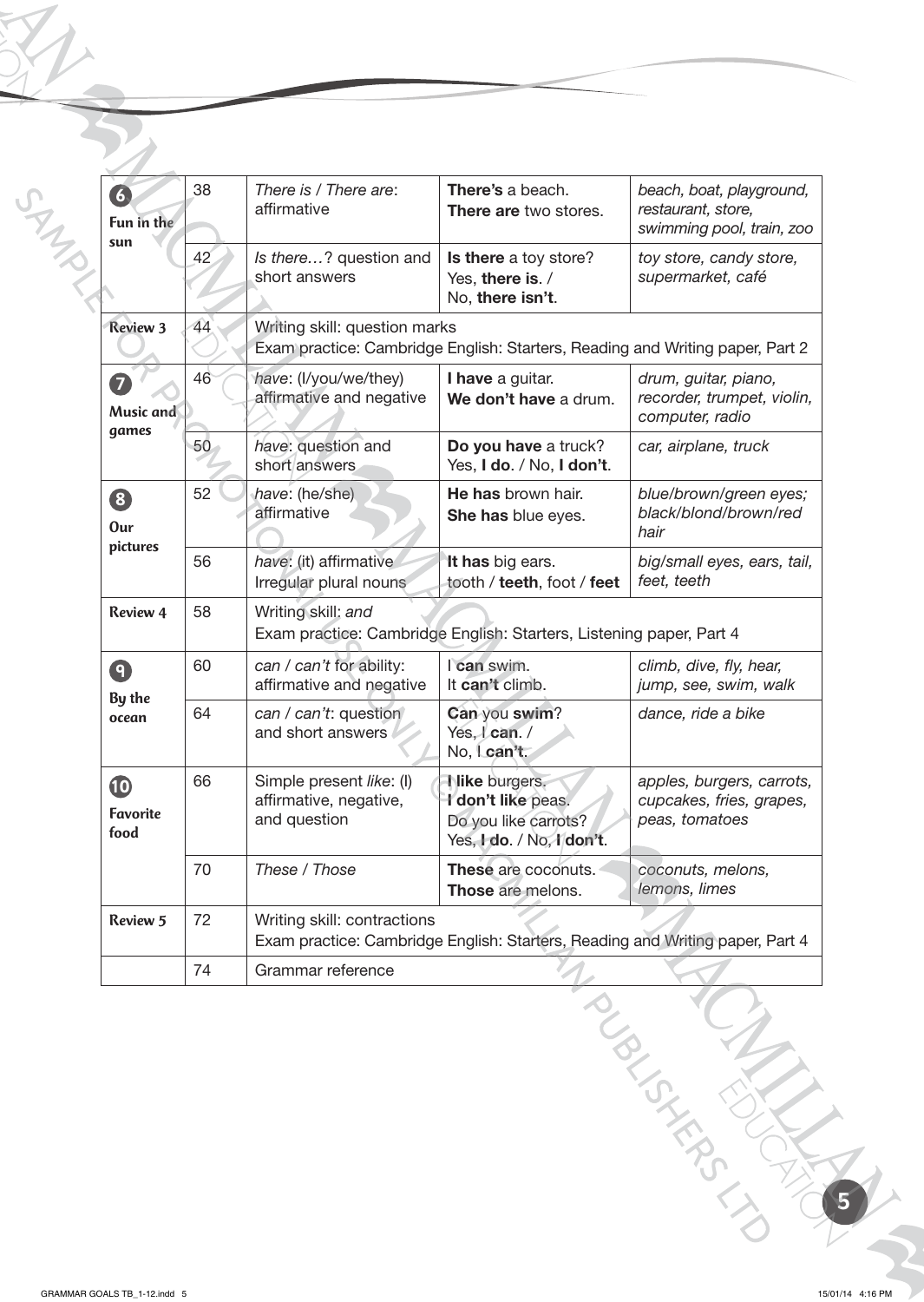| | | | | |
|---|---|---|---|---|
| **6 Fun in the sun** | 38 | *There is / There are*: affirmative | **There's** a beach.<br>**There are** two stores. | *beach, boat, playground, restaurant, store, swimming pool, train, zoo* |
| | 42 | *Is there…*? question and short answers | **Is there** a toy store?<br>Yes, **there is**. /<br>No, **there isn't**. | *toy store, candy store, supermarket, café* |
| **Review 3** | 44 | Writing skill: question marks<br>Exam practice: Cambridge English: Starters, Reading and Writing paper, Part 2 | | |
| **7 Music and games** | 46 | *have*: (I/you/we/they) affirmative and negative | **I have** a guitar.<br>**We don't have** a drum. | *drum, guitar, piano, recorder, trumpet, violin, computer, radio* |
| | 50 | *have*: question and short answers | **Do you have** a truck?<br>Yes, **I do**. / No, **I don't**. | *car, airplane, truck* |
| **8 Our pictures** | 52 | *have*: (he/she) affirmative | **He has** brown hair.<br>**She has** blue eyes. | *blue/brown/green eyes; black/blond/brown/red hair* |
| | 56 | *have*: (it) affirmative<br>Irregular plural nouns | **It has** big ears.<br>tooth / **teeth**, foot / **feet** | *big/small eyes, ears, tail, feet, teeth* |
| **Review 4** | 58 | Writing skill: *and*<br>Exam practice: Cambridge English: Starters, Listening paper, Part 4 | | |
| **9 By the ocean** | 60 | *can / can't* for ability: affirmative and negative | I **can** swim.<br>It **can't** climb. | *climb, dive, fly, hear, jump, see, swim, walk* |
| | 64 | *can / can't*: question and short answers | **Can** you **swim**?<br>Yes, I **can**. /<br>No, I **can't**. | *dance, ride a bike* |
| **10 Favorite food** | 66 | Simple present *like*: (I) affirmative, negative, and question | **I like** burgers.<br>**I don't like** peas.<br>Do you like carrots?<br>Yes, **I do**. / No, **I don't**. | *apples, burgers, carrots, cupcakes, fries, grapes, peas, tomatoes* |
| | 70 | *These / Those* | **These** are coconuts.<br>**Those** are melons. | *coconuts, melons, lemons, limes* |
| **Review 5** | 72 | Writing skill: contractions<br>Exam practice: Cambridge English: Starters, Reading and Writing paper, Part 4 | | |
| | 74 | Grammar reference | | |